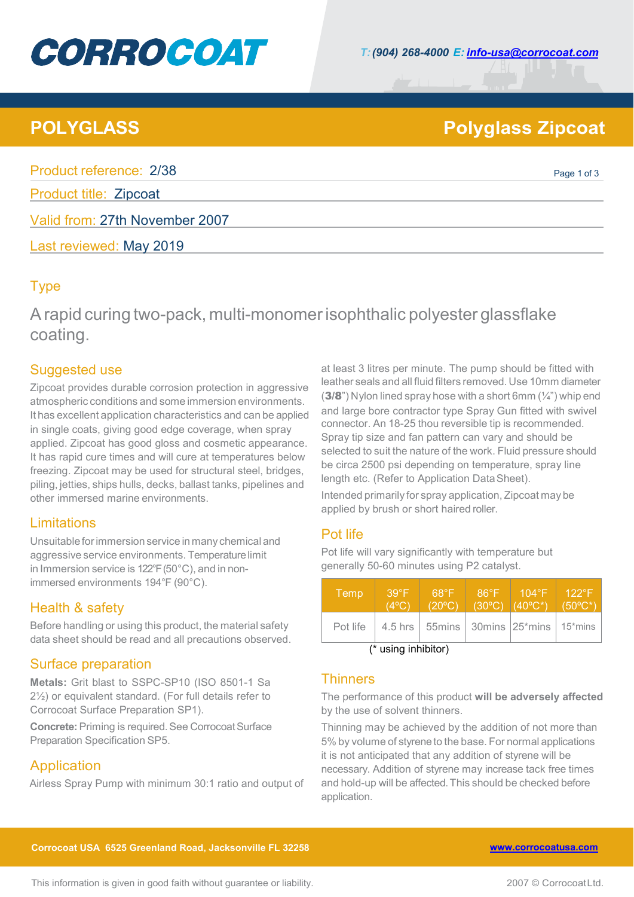# CORROCOAT

*T:* (904) 268-4000 *E:* info-usa@corrocoat.com

## POLYGLASS — Polyglass Zipcoat

Product reference: 2/38

Product title: Zipcoat

Valid from: 27th November 2007

Last reviewed: May 2019

## Type

A rapid curing two-pack, multi-monomer isophthalic polyester glassflake coating.

## Suggested use

Zipcoat provides durable corrosion protection in aggressive atmospheric conditions and some immersion environments. It has excellent application characteristics and can be applied in single coats, giving good edge coverage, when spray applied. Zipcoat has good gloss and cosmetic appearance. It has rapid cure times and will cure at temperatures below freezing. Zipcoat may be used for structural steel, bridges, piling, jetties, ships hulls, decks, ballast tanks, pipelines and other immersed marine environments.

## Limitations

Unsuitable for immersion service in many chemical and aggressive service environments. Temperature limit in Immersion service is 122°F (50°C), and in non-immersed environments 194°F (90°C).

## Health & safety

Before handling or using this product, the material safety data sheet should be read and all precautions observed.

## Surface preparation

**Metals:** Grit blast to SSPC-SP10 (ISO 8501-1 Sa 2½) or equivalent standard. (For full details refer to Corrocoat Surface Preparation SP1).

**Concrete:** Priming is required. See Corrocoat Surface Preparation Specification SP5.

## Application

Airless Spray Pump with minimum 30:1 ratio and output of at least 3 litres per minute. The pump should be fitted with leather seals and all fluid filters removed. Use 10mm diameter (**3/8**") Nylon lined spray hose with a short 6mm (¼") whip end and large bore contractor type Spray Gun fitted with swivel connector. An 18-25 thou reversible tip is recommended. Spray tip size and fan pattern can vary and should be selected to suit the nature of the work. Fluid pressure should be circa 2500 psi depending on temperature, spray line length etc. (Refer to Application Data Sheet).

Intended primarily for spray application, Zipcoat may be applied by brush or short haired roller.

## Pot life

Pot life will vary significantly with temperature but generally 50-60 minutes using P2 catalyst.

| Temp | 39°F (4ºC) | 68°F (20ºC) | 86°F (30ºC) | 104°F (40ºC*) | 122°F (50ºC*) |
|---|---|---|---|---|---|
| Pot life | 4.5 hrs | 55mins | 30mins | 25*mins | 15*mins |

(* using inhibitor)

## Thinners

The performance of this product **will be adversely affected** by the use of solvent thinners.

Thinning may be achieved by the addition of not more than 5% by volume of styrene to the base. For normal applications it is not anticipated that any addition of styrene will be necessary. Addition of styrene may increase tack free times and hold-up will be affected. This should be checked before application.

**Corrocoat USA 6525 Greenland Road, Jacksonville FL 32258** — www.corrocoatusa.com

This information is given in good faith without guarantee or liability. 2007 © Corrocoat Ltd.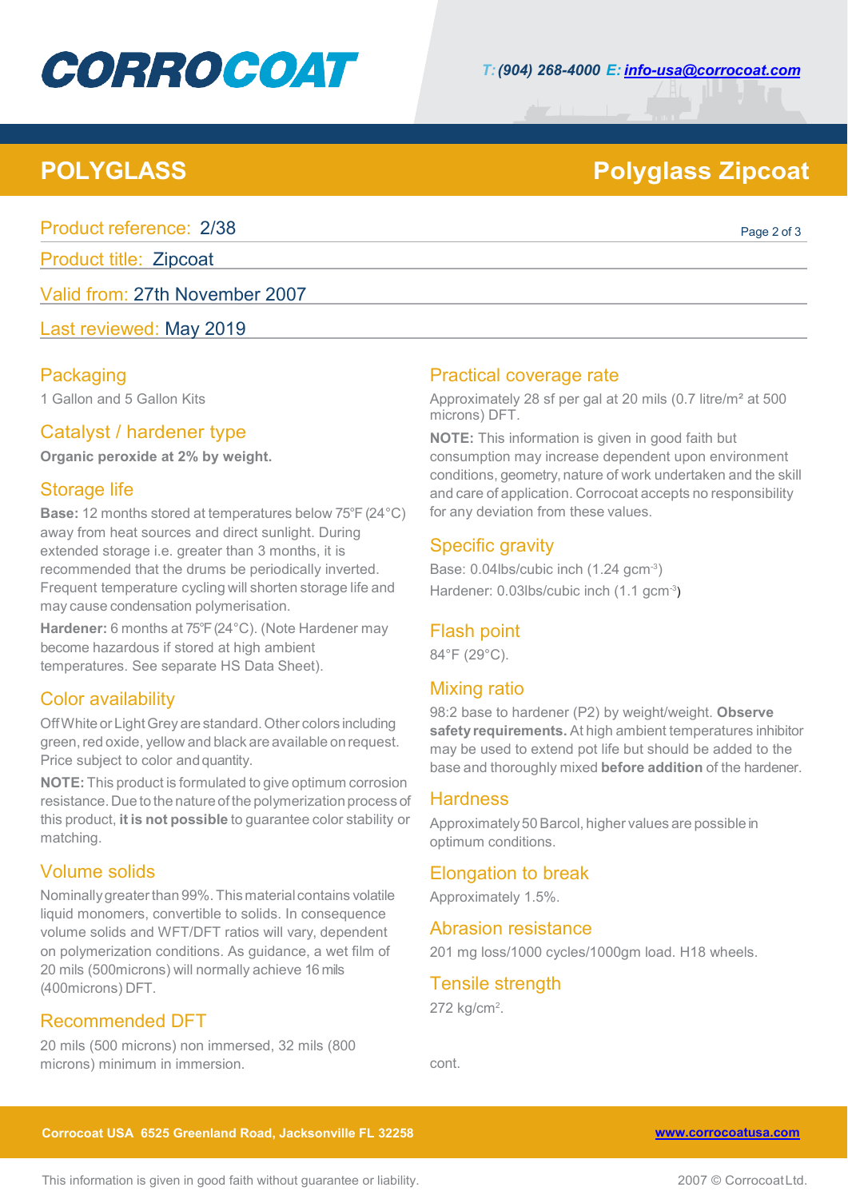# POLYGLASS

# Polyglass Zipcoat

Product reference: 2/38

Product title: Zipcoat

Valid from: 27th November 2007

Last reviewed: May 2019

## Packaging

1 Gallon and 5 Gallon Kits

## Catalyst / hardener type

**Organic peroxide at 2% by weight.**

## Storage life

**Base:** 12 months stored at temperatures below 75°F (24°C) away from heat sources and direct sunlight. During extended storage i.e. greater than 3 months, it is recommended that the drums be periodically inverted. Frequent temperature cycling will shorten storage life and may cause condensation polymerisation.

**Hardener:** 6 months at 75°F (24°C). (Note Hardener may become hazardous if stored at high ambient temperatures. See separate HS Data Sheet).

## Color availability

Off White or Light Grey are standard. Other colors including green, red oxide, yellow and black are available on request. Price subject to color and quantity.

**NOTE:** This product is formulated to give optimum corrosion resistance. Due to the nature of the polymerization process of this product, **it is not possible** to guarantee color stability or matching.

## Volume solids

Nominally greater than 99%. This material contains volatile liquid monomers, convertible to solids. In consequence volume solids and WFT/DFT ratios will vary, dependent on polymerization conditions. As guidance, a wet film of 20 mils (500microns) will normally achieve 16 mils (400microns) DFT.

## Recommended DFT

20 mils (500 microns) non immersed, 32 mils (800 microns) minimum in immersion.

## Practical coverage rate

Approximately 28 sf per gal at 20 mils (0.7 litre/m² at 500 microns) DFT.

**NOTE:** This information is given in good faith but consumption may increase dependent upon environment conditions, geometry, nature of work undertaken and the skill and care of application. Corrocoat accepts no responsibility for any deviation from these values.

## Specific gravity

Base: 0.04lbs/cubic inch (1.24 $gcm^{-3}$)

Hardener: 0.03lbs/cubic inch (1.1 $gcm^{-3}$)

## Flash point

84°F (29°C).

## Mixing ratio

98:2 base to hardener (P2) by weight/weight. **Observe safety requirements.** At high ambient temperatures inhibitor may be used to extend pot life but should be added to the base and thoroughly mixed **before addition** of the hardener.

## Hardness

Approximately 50 Barcol, higher values are possible in optimum conditions.

## Elongation to break

Approximately 1.5%.

## Abrasion resistance

201 mg loss/1000 cycles/1000gm load. H18 wheels.

## Tensile strength

272 kg/cm².

cont.

Corrocoat USA 6525 Greenland Road, Jacksonville FL 32258 www.corrocoatusa.com

This information is given in good faith without guarantee or liability.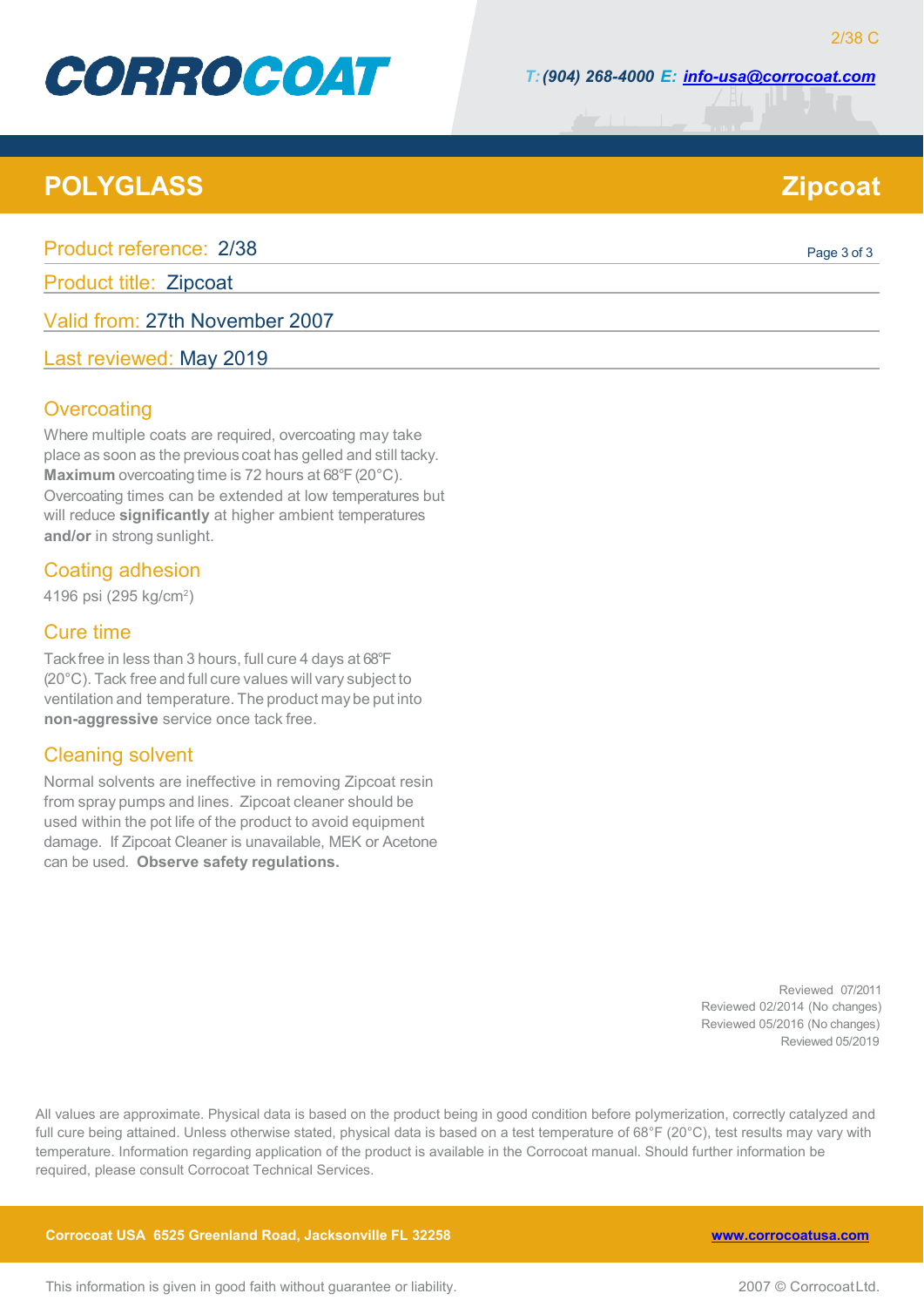# POLYGLASS — Zipcoat

Product reference: 2/38

Product title: Zipcoat

Valid from: 27th November 2007

Last reviewed: May 2019

## Overcoating

Where multiple coats are required, overcoating may take place as soon as the previous coat has gelled and still tacky. **Maximum** overcoating time is 72 hours at 68°F (20°C). Overcoating times can be extended at low temperatures but will reduce **significantly** at higher ambient temperatures **and/or** in strong sunlight.

## Coating adhesion

4196 psi (295 kg/cm$^2$)

## Cure time

Tack free in less than 3 hours, full cure 4 days at 68°F (20°C). Tack free and full cure values will vary subject to ventilation and temperature. The product may be put into **non-aggressive** service once tack free.

## Cleaning solvent

Normal solvents are ineffective in removing Zipcoat resin from spray pumps and lines. Zipcoat cleaner should be used within the pot life of the product to avoid equipment damage. If Zipcoat Cleaner is unavailable, MEK or Acetone can be used. **Observe safety regulations.**

Reviewed 07/2011
Reviewed 02/2014 (No changes)
Reviewed 05/2016 (No changes)
Reviewed 05/2019

All values are approximate. Physical data is based on the product being in good condition before polymerization, correctly catalyzed and full cure being attained. Unless otherwise stated, physical data is based on a test temperature of 68°F (20°C), test results may vary with temperature. Information regarding application of the product is available in the Corrocoat manual. Should further information be required, please consult Corrocoat Technical Services.

**Corrocoat USA 6525 Greenland Road, Jacksonville FL 32258** — www.corrocoatusa.com

This information is given in good faith without guarantee or liability.

2007 © Corrocoat Ltd.